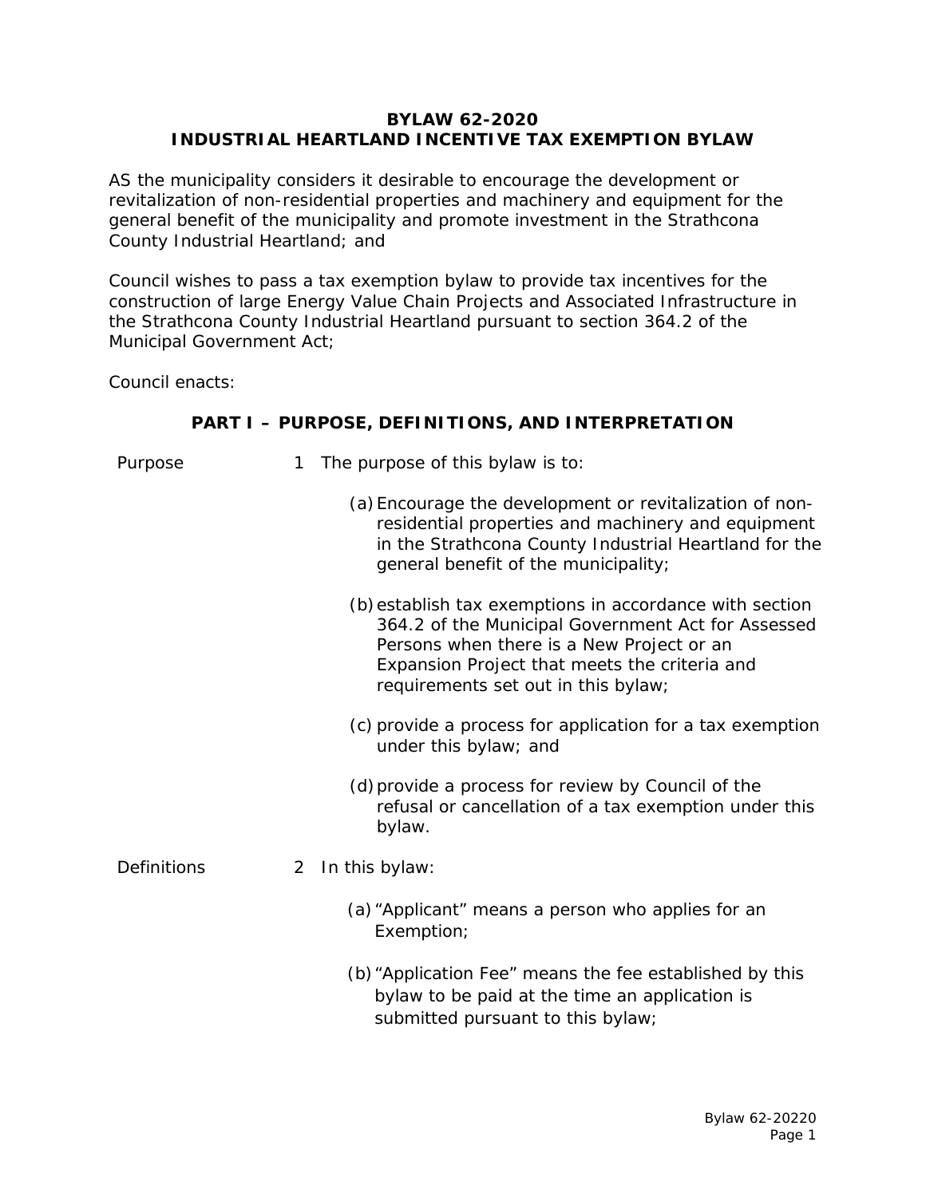# BYLAW 62-2020
# INDUSTRIAL HEARTLAND INCENTIVE TAX EXEMPTION BYLAW

AS the municipality considers it desirable to encourage the development or revitalization of non-residential properties and machinery and equipment for the general benefit of the municipality and promote investment in the Strathcona County Industrial Heartland; and

Council wishes to pass a tax exemption bylaw to provide tax incentives for the construction of large Energy Value Chain Projects and Associated Infrastructure in the Strathcona County Industrial Heartland pursuant to section 364.2 of the Municipal Government Act;

Council enacts:

## PART I – PURPOSE, DEFINITIONS, AND INTERPRETATION

Purpose

1 The purpose of this bylaw is to:

(a) Encourage the development or revitalization of non-residential properties and machinery and equipment in the Strathcona County Industrial Heartland for the general benefit of the municipality;

(b) establish tax exemptions in accordance with section 364.2 of the Municipal Government Act for Assessed Persons when there is a New Project or an Expansion Project that meets the criteria and requirements set out in this bylaw;

(c) provide a process for application for a tax exemption under this bylaw; and

(d) provide a process for review by Council of the refusal or cancellation of a tax exemption under this bylaw.

Definitions

2 In this bylaw:

(a) “Applicant” means a person who applies for an Exemption;

(b) “Application Fee” means the fee established by this bylaw to be paid at the time an application is submitted pursuant to this bylaw;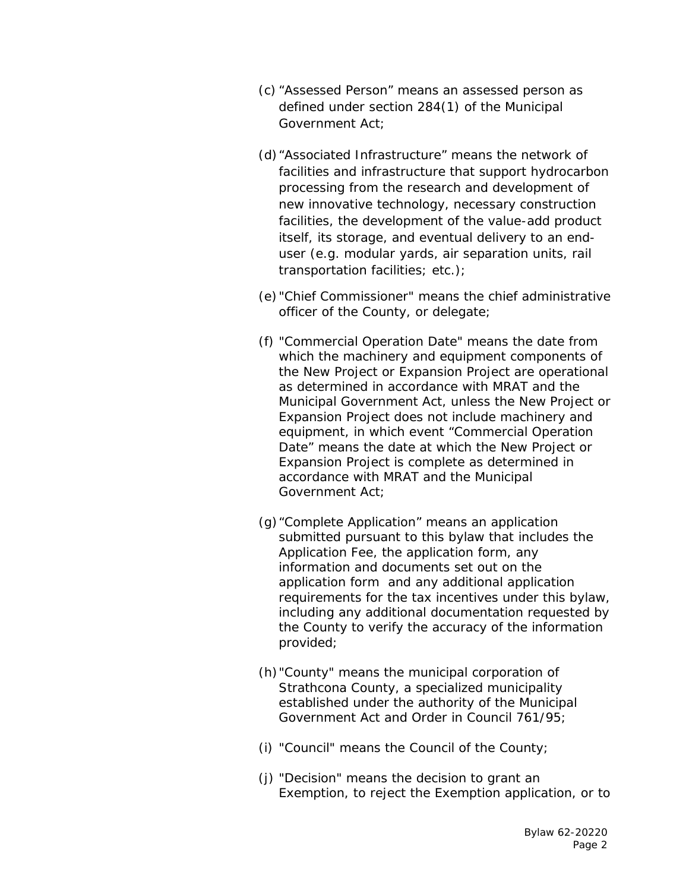(c) “Assessed Person” means an assessed person as defined under section 284(1) of the Municipal Government Act;

(d) “Associated Infrastructure” means the network of facilities and infrastructure that support hydrocarbon processing from the research and development of new innovative technology, necessary construction facilities, the development of the value-add product itself, its storage, and eventual delivery to an end-user (e.g. modular yards, air separation units, rail transportation facilities; etc.);

(e) "Chief Commissioner" means the chief administrative officer of the County, or delegate;

(f) "Commercial Operation Date" means the date from which the machinery and equipment components of the New Project or Expansion Project are operational as determined in accordance with MRAT and the Municipal Government Act, unless the New Project or Expansion Project does not include machinery and equipment, in which event “Commercial Operation Date” means the date at which the New Project or Expansion Project is complete as determined in accordance with MRAT and the Municipal Government Act;

(g) “Complete Application” means an application submitted pursuant to this bylaw that includes the Application Fee, the application form, any information and documents set out on the application form and any additional application requirements for the tax incentives under this bylaw, including any additional documentation requested by the County to verify the accuracy of the information provided;

(h) "County" means the municipal corporation of Strathcona County, a specialized municipality established under the authority of the Municipal Government Act and Order in Council 761/95;

(i) "Council" means the Council of the County;

(j) "Decision" means the decision to grant an Exemption, to reject the Exemption application, or to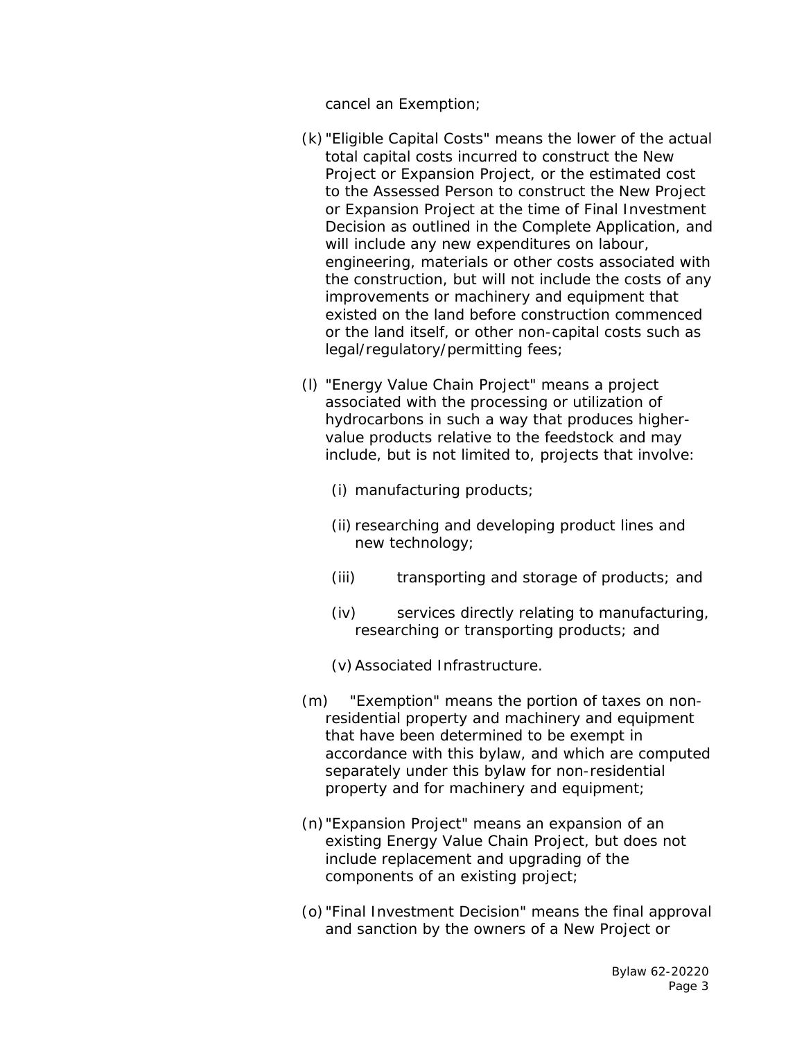cancel an Exemption;

(k) "Eligible Capital Costs" means the lower of the actual total capital costs incurred to construct the New Project or Expansion Project, or the estimated cost to the Assessed Person to construct the New Project or Expansion Project at the time of Final Investment Decision as outlined in the Complete Application, and will include any new expenditures on labour, engineering, materials or other costs associated with the construction, but will not include the costs of any improvements or machinery and equipment that existed on the land before construction commenced or the land itself, or other non-capital costs such as legal/regulatory/permitting fees;

(l) "Energy Value Chain Project" means a project associated with the processing or utilization of hydrocarbons in such a way that produces higher-value products relative to the feedstock and may include, but is not limited to, projects that involve:

- (i) manufacturing products;
- (ii) researching and developing product lines and new technology;
- (iii) transporting and storage of products; and
- (iv) services directly relating to manufacturing, researching or transporting products; and
- (v) Associated Infrastructure.

(m) "Exemption" means the portion of taxes on non-residential property and machinery and equipment that have been determined to be exempt in accordance with this bylaw, and which are computed separately under this bylaw for non-residential property and for machinery and equipment;

(n) "Expansion Project" means an expansion of an existing Energy Value Chain Project, but does not include replacement and upgrading of the components of an existing project;

(o) "Final Investment Decision" means the final approval and sanction by the owners of a New Project or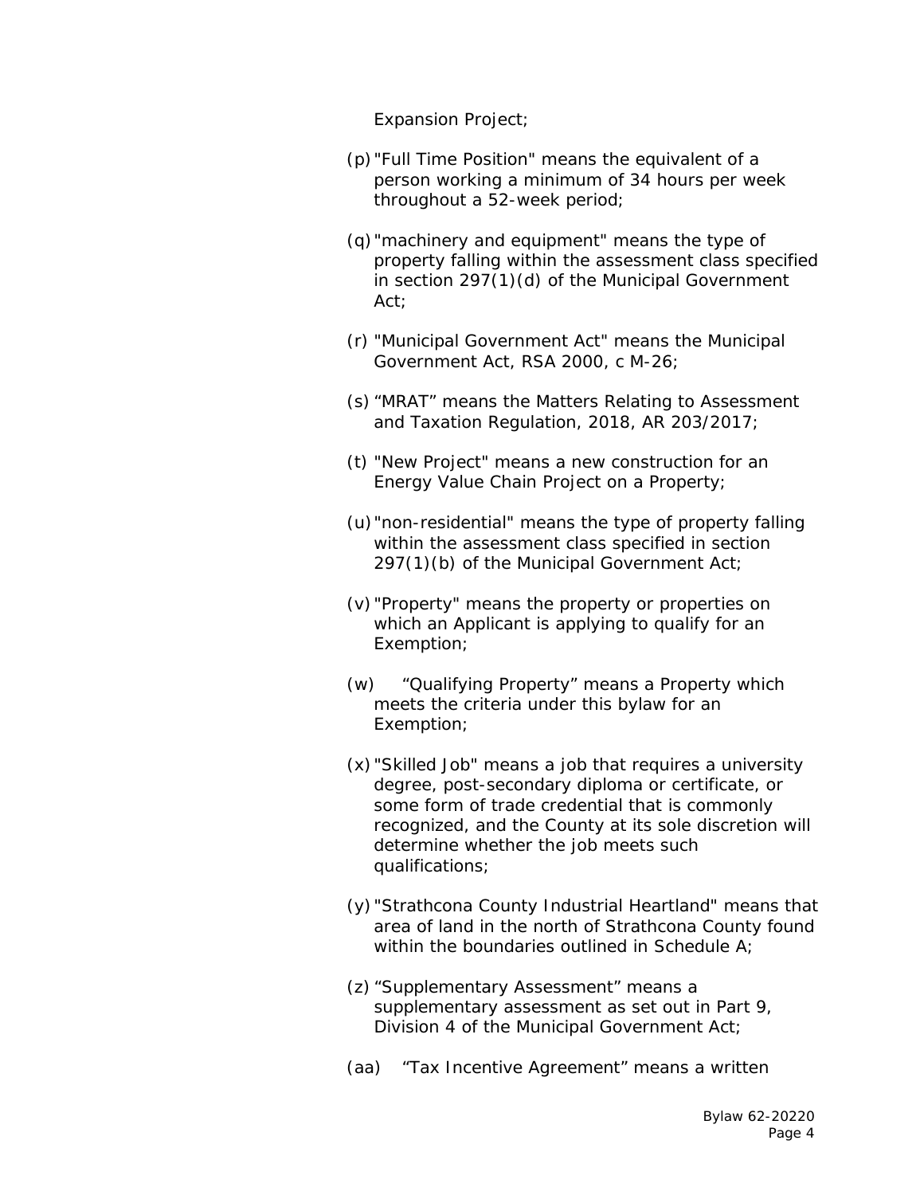Expansion Project;

(p) "Full Time Position" means the equivalent of a person working a minimum of 34 hours per week throughout a 52-week period;

(q) "machinery and equipment" means the type of property falling within the assessment class specified in section 297(1)(d) of the Municipal Government Act;

(r) "Municipal Government Act" means the Municipal Government Act, RSA 2000, c M-26;

(s) “MRAT” means the Matters Relating to Assessment and Taxation Regulation, 2018, AR 203/2017;

(t) "New Project" means a new construction for an Energy Value Chain Project on a Property;

(u) "non-residential" means the type of property falling within the assessment class specified in section 297(1)(b) of the Municipal Government Act;

(v) "Property" means the property or properties on which an Applicant is applying to qualify for an Exemption;

(w) “Qualifying Property” means a Property which meets the criteria under this bylaw for an Exemption;

(x) "Skilled Job" means a job that requires a university degree, post-secondary diploma or certificate, or some form of trade credential that is commonly recognized, and the County at its sole discretion will determine whether the job meets such qualifications;

(y) "Strathcona County Industrial Heartland" means that area of land in the north of Strathcona County found within the boundaries outlined in Schedule A;

(z) “Supplementary Assessment” means a supplementary assessment as set out in Part 9, Division 4 of the Municipal Government Act;

(aa) “Tax Incentive Agreement” means a written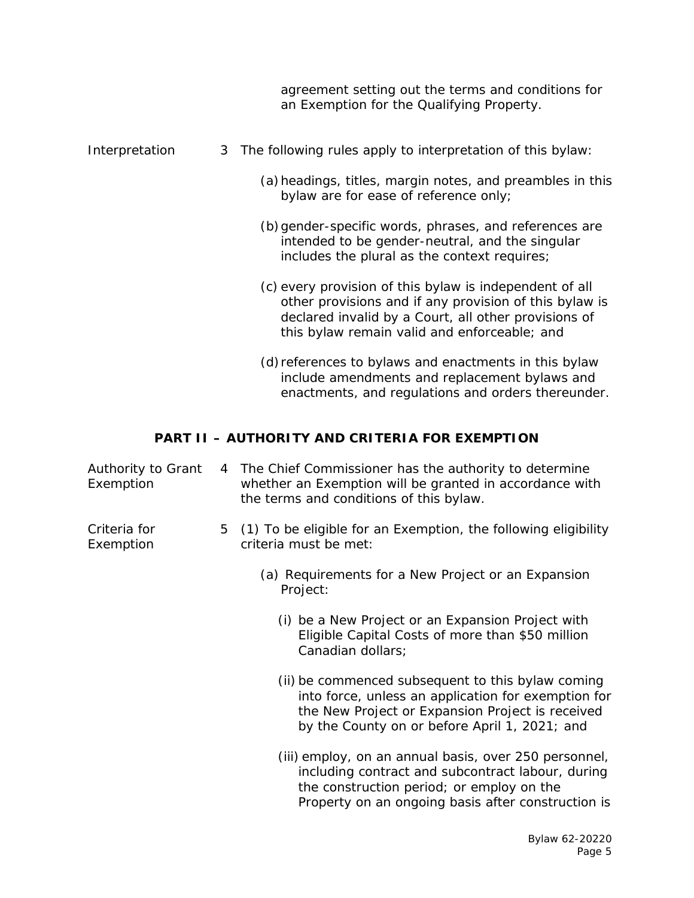agreement setting out the terms and conditions for an Exemption for the Qualifying Property.

Interpretation

3 The following rules apply to interpretation of this bylaw:

(a) headings, titles, margin notes, and preambles in this bylaw are for ease of reference only;

(b) gender-specific words, phrases, and references are intended to be gender-neutral, and the singular includes the plural as the context requires;

(c) every provision of this bylaw is independent of all other provisions and if any provision of this bylaw is declared invalid by a Court, all other provisions of this bylaw remain valid and enforceable; and

(d) references to bylaws and enactments in this bylaw include amendments and replacement bylaws and enactments, and regulations and orders thereunder.

## PART II – AUTHORITY AND CRITERIA FOR EXEMPTION

Authority to Grant Exemption

4 The Chief Commissioner has the authority to determine whether an Exemption will be granted in accordance with the terms and conditions of this bylaw.

Criteria for Exemption

5 (1) To be eligible for an Exemption, the following eligibility criteria must be met:

(a) Requirements for a New Project or an Expansion Project:

(i) be a New Project or an Expansion Project with Eligible Capital Costs of more than $50 million Canadian dollars;

(ii) be commenced subsequent to this bylaw coming into force, unless an application for exemption for the New Project or Expansion Project is received by the County on or before April 1, 2021; and

(iii) employ, on an annual basis, over 250 personnel, including contract and subcontract labour, during the construction period; or employ on the Property on an ongoing basis after construction is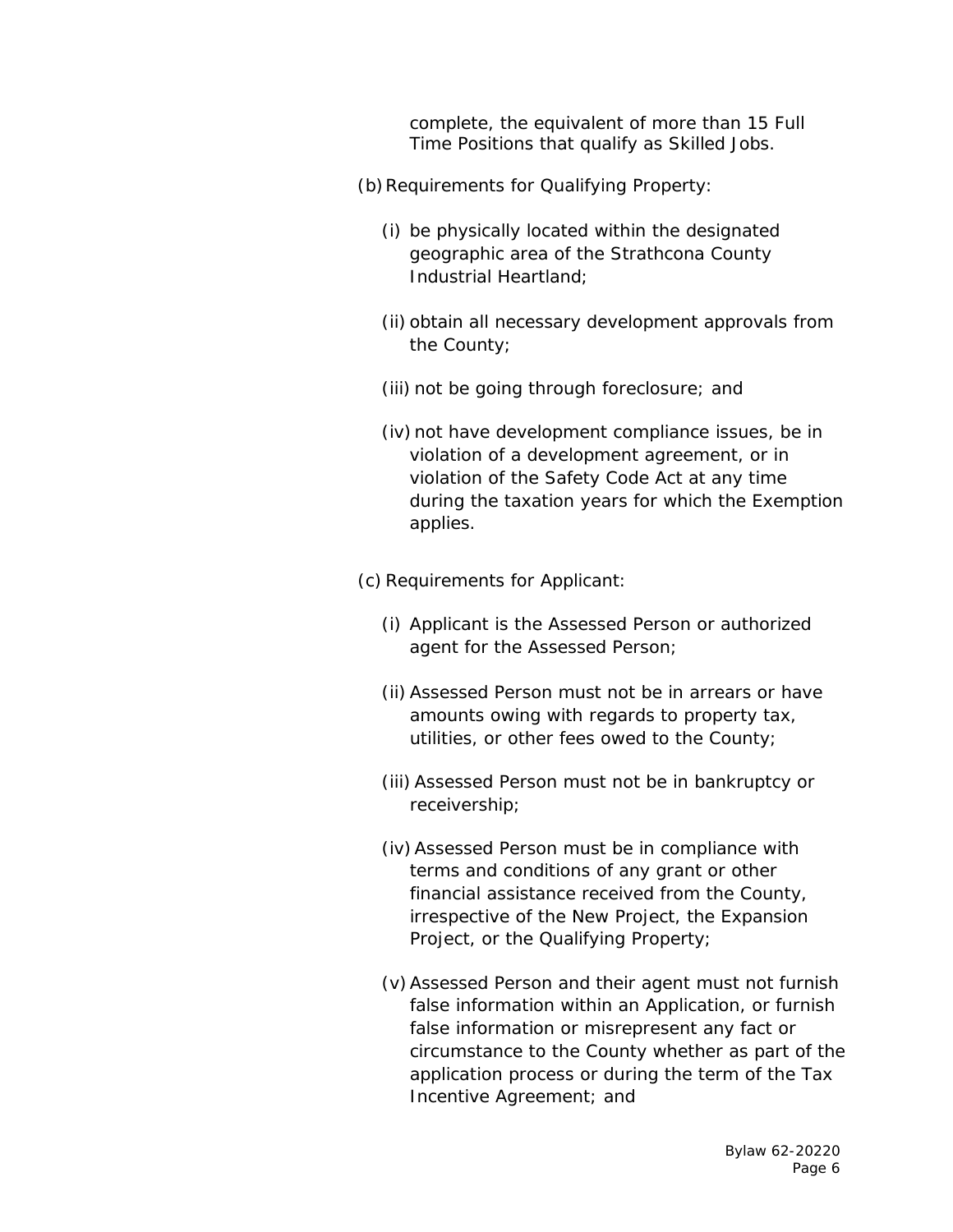complete, the equivalent of more than 15 Full Time Positions that qualify as Skilled Jobs.

(b) Requirements for Qualifying Property:

   (i) be physically located within the designated geographic area of the Strathcona County Industrial Heartland;

   (ii) obtain all necessary development approvals from the County;

   (iii) not be going through foreclosure; and

   (iv) not have development compliance issues, be in violation of a development agreement, or in violation of the Safety Code Act at any time during the taxation years for which the Exemption applies.

(c) Requirements for Applicant:

   (i) Applicant is the Assessed Person or authorized agent for the Assessed Person;

   (ii) Assessed Person must not be in arrears or have amounts owing with regards to property tax, utilities, or other fees owed to the County;

   (iii) Assessed Person must not be in bankruptcy or receivership;

   (iv) Assessed Person must be in compliance with terms and conditions of any grant or other financial assistance received from the County, irrespective of the New Project, the Expansion Project, or the Qualifying Property;

   (v) Assessed Person and their agent must not furnish false information within an Application, or furnish false information or misrepresent any fact or circumstance to the County whether as part of the application process or during the term of the Tax Incentive Agreement; and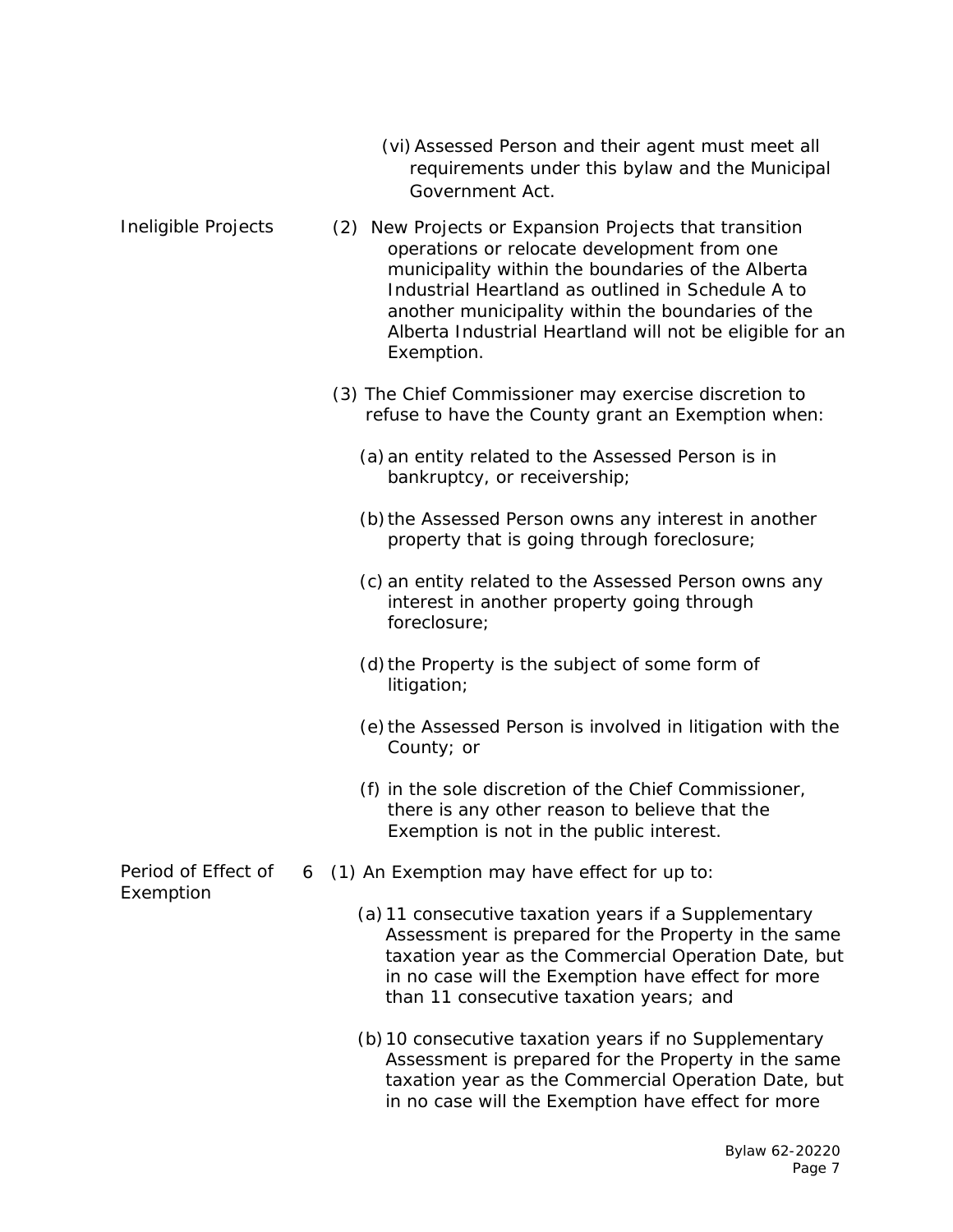(vi) Assessed Person and their agent must meet all requirements under this bylaw and the Municipal Government Act.

Ineligible Projects

(2) New Projects or Expansion Projects that transition operations or relocate development from one municipality within the boundaries of the Alberta Industrial Heartland as outlined in Schedule A to another municipality within the boundaries of the Alberta Industrial Heartland will not be eligible for an Exemption.

(3) The Chief Commissioner may exercise discretion to refuse to have the County grant an Exemption when:

(a) an entity related to the Assessed Person is in bankruptcy, or receivership;

(b) the Assessed Person owns any interest in another property that is going through foreclosure;

(c) an entity related to the Assessed Person owns any interest in another property going through foreclosure;

(d) the Property is the subject of some form of litigation;

(e) the Assessed Person is involved in litigation with the County; or

(f) in the sole discretion of the Chief Commissioner, there is any other reason to believe that the Exemption is not in the public interest.

Period of Effect of Exemption

6 (1) An Exemption may have effect for up to:

(a) 11 consecutive taxation years if a Supplementary Assessment is prepared for the Property in the same taxation year as the Commercial Operation Date, but in no case will the Exemption have effect for more than 11 consecutive taxation years; and

(b) 10 consecutive taxation years if no Supplementary Assessment is prepared for the Property in the same taxation year as the Commercial Operation Date, but in no case will the Exemption have effect for more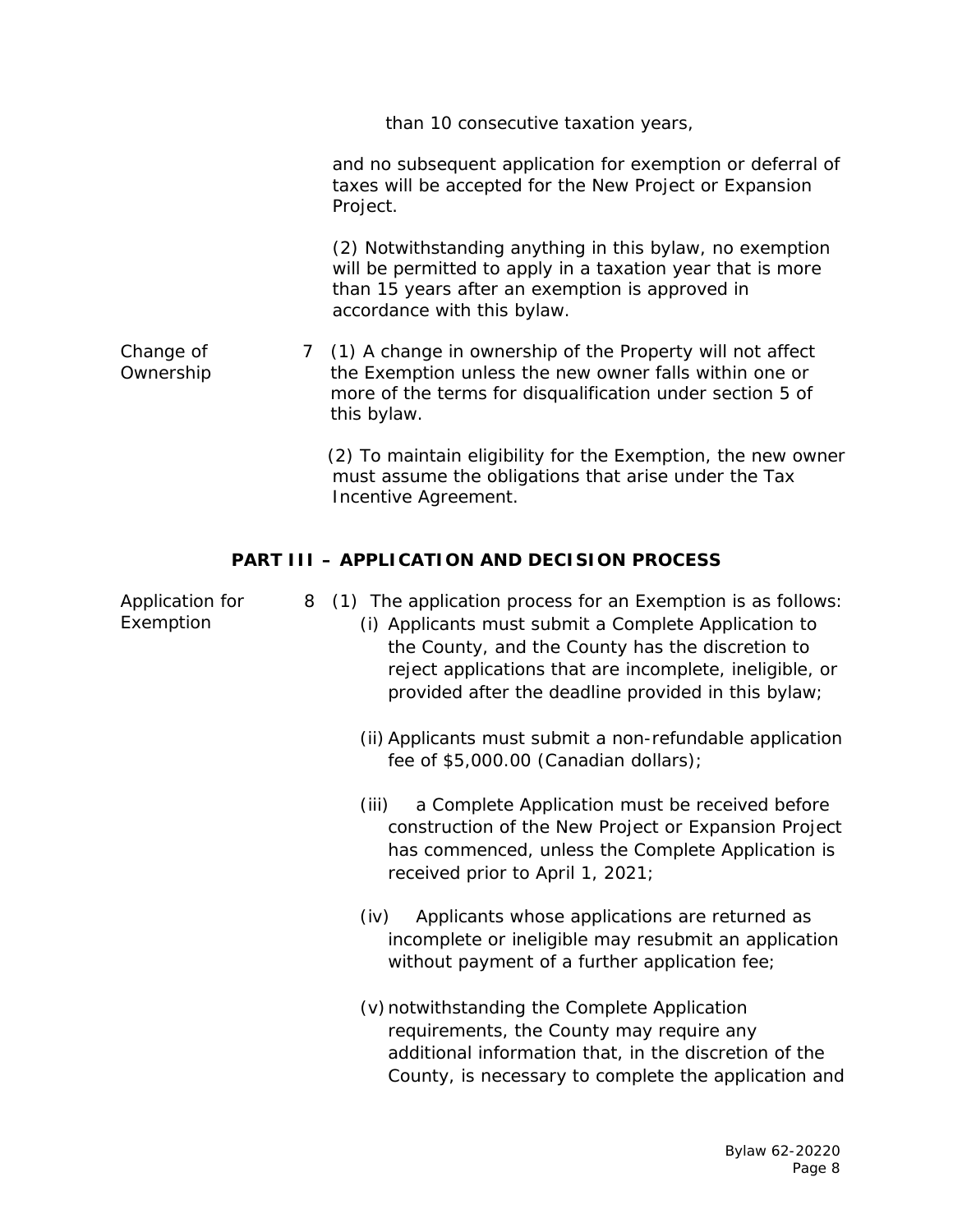than 10 consecutive taxation years,

and no subsequent application for exemption or deferral of taxes will be accepted for the New Project or Expansion Project.

(2) Notwithstanding anything in this bylaw, no exemption will be permitted to apply in a taxation year that is more than 15 years after an exemption is approved in accordance with this bylaw.

Change of Ownership

7 (1) A change in ownership of the Property will not affect the Exemption unless the new owner falls within one or more of the terms for disqualification under section 5 of this bylaw.

(2) To maintain eligibility for the Exemption, the new owner must assume the obligations that arise under the Tax Incentive Agreement.

## PART III – APPLICATION AND DECISION PROCESS

Application for Exemption

8 (1) The application process for an Exemption is as follows:

(i) Applicants must submit a Complete Application to the County, and the County has the discretion to reject applications that are incomplete, ineligible, or provided after the deadline provided in this bylaw;

(ii) Applicants must submit a non-refundable application fee of $5,000.00 (Canadian dollars);

(iii) a Complete Application must be received before construction of the New Project or Expansion Project has commenced, unless the Complete Application is received prior to April 1, 2021;

(iv) Applicants whose applications are returned as incomplete or ineligible may resubmit an application without payment of a further application fee;

(v) notwithstanding the Complete Application requirements, the County may require any additional information that, in the discretion of the County, is necessary to complete the application and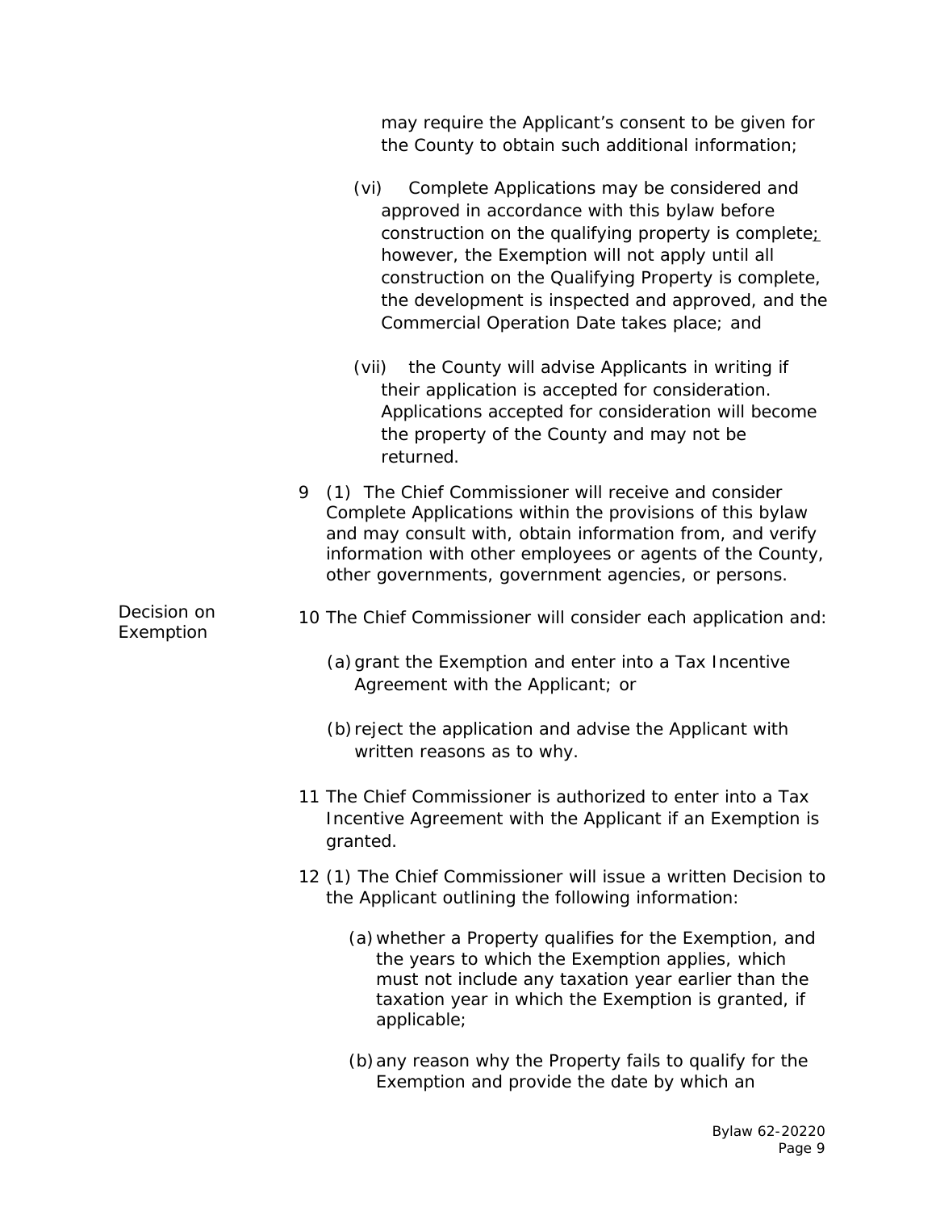may require the Applicant's consent to be given for the County to obtain such additional information;

(vi) Complete Applications may be considered and approved in accordance with this bylaw before construction on the qualifying property is complete; however, the Exemption will not apply until all construction on the Qualifying Property is complete, the development is inspected and approved, and the Commercial Operation Date takes place; and

(vii) the County will advise Applicants in writing if their application is accepted for consideration. Applications accepted for consideration will become the property of the County and may not be returned.

9 (1) The Chief Commissioner will receive and consider Complete Applications within the provisions of this bylaw and may consult with, obtain information from, and verify information with other employees or agents of the County, other governments, government agencies, or persons.

Decision on Exemption

10 The Chief Commissioner will consider each application and:

(a) grant the Exemption and enter into a Tax Incentive Agreement with the Applicant; or

(b) reject the application and advise the Applicant with written reasons as to why.

11 The Chief Commissioner is authorized to enter into a Tax Incentive Agreement with the Applicant if an Exemption is granted.

12 (1) The Chief Commissioner will issue a written Decision to the Applicant outlining the following information:

(a) whether a Property qualifies for the Exemption, and the years to which the Exemption applies, which must not include any taxation year earlier than the taxation year in which the Exemption is granted, if applicable;

(b) any reason why the Property fails to qualify for the Exemption and provide the date by which an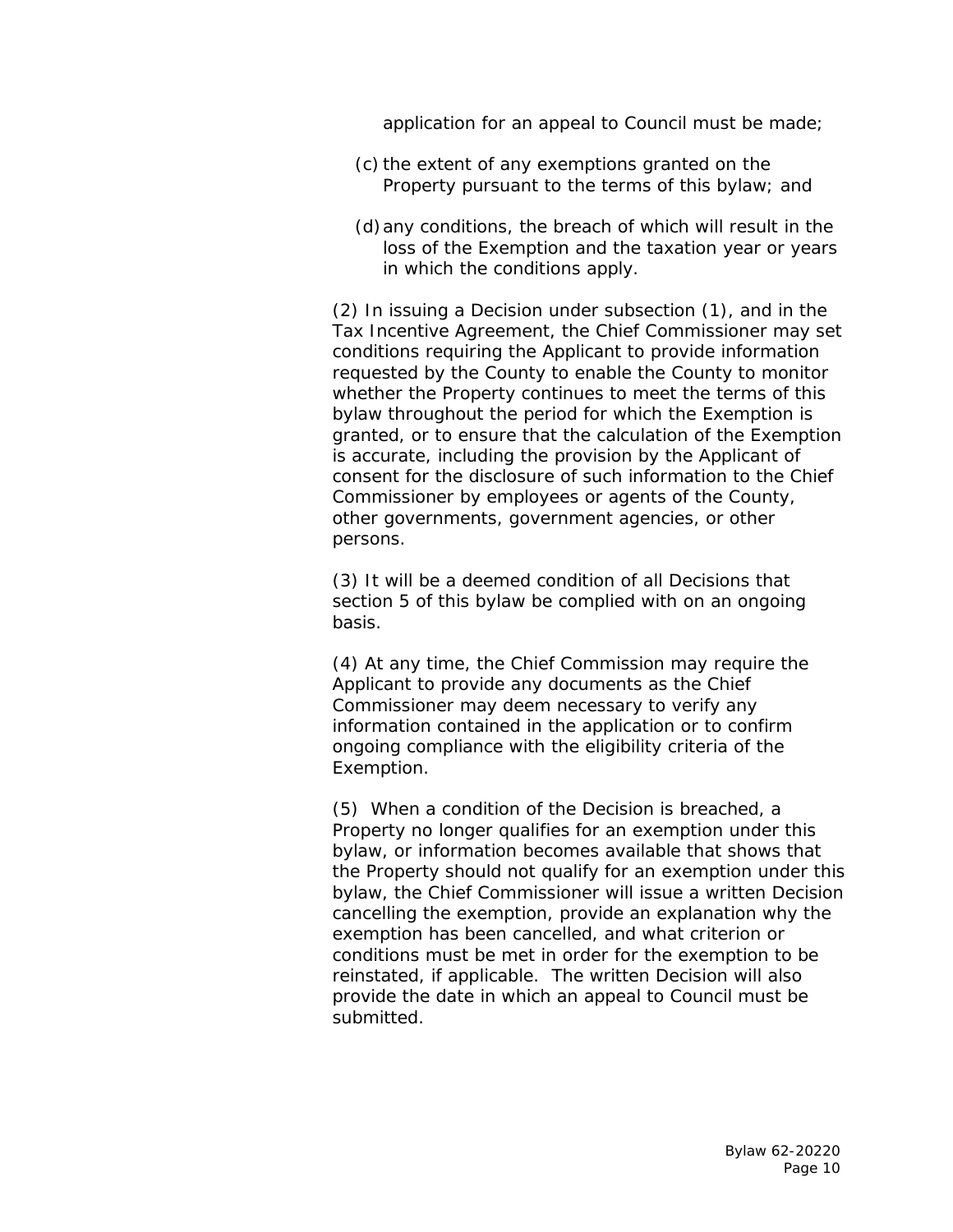application for an appeal to Council must be made;

(c) the extent of any exemptions granted on the Property pursuant to the terms of this bylaw; and

(d) any conditions, the breach of which will result in the loss of the Exemption and the taxation year or years in which the conditions apply.

(2) In issuing a Decision under subsection (1), and in the Tax Incentive Agreement, the Chief Commissioner may set conditions requiring the Applicant to provide information requested by the County to enable the County to monitor whether the Property continues to meet the terms of this bylaw throughout the period for which the Exemption is granted, or to ensure that the calculation of the Exemption is accurate, including the provision by the Applicant of consent for the disclosure of such information to the Chief Commissioner by employees or agents of the County, other governments, government agencies, or other persons.

(3) It will be a deemed condition of all Decisions that section 5 of this bylaw be complied with on an ongoing basis.

(4) At any time, the Chief Commission may require the Applicant to provide any documents as the Chief Commissioner may deem necessary to verify any information contained in the application or to confirm ongoing compliance with the eligibility criteria of the Exemption.

(5) When a condition of the Decision is breached, a Property no longer qualifies for an exemption under this bylaw, or information becomes available that shows that the Property should not qualify for an exemption under this bylaw, the Chief Commissioner will issue a written Decision cancelling the exemption, provide an explanation why the exemption has been cancelled, and what criterion or conditions must be met in order for the exemption to be reinstated, if applicable. The written Decision will also provide the date in which an appeal to Council must be submitted.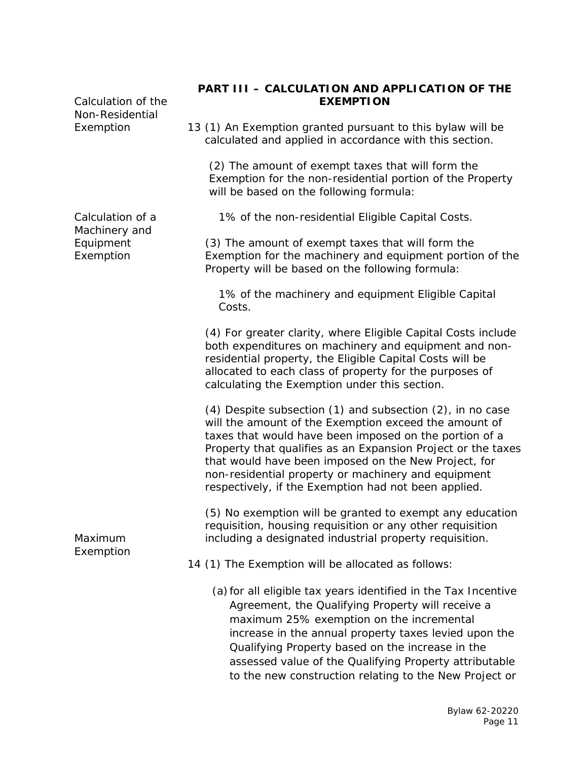## PART III – CALCULATION AND APPLICATION OF THE EXEMPTION

Calculation of the Non-Residential Exemption

13 (1) An Exemption granted pursuant to this bylaw will be calculated and applied in accordance with this section.

(2) The amount of exempt taxes that will form the Exemption for the non-residential portion of the Property will be based on the following formula:

1% of the non-residential Eligible Capital Costs.

Calculation of a Machinery and Equipment Exemption

(3) The amount of exempt taxes that will form the Exemption for the machinery and equipment portion of the Property will be based on the following formula:

1% of the machinery and equipment Eligible Capital Costs.

(4) For greater clarity, where Eligible Capital Costs include both expenditures on machinery and equipment and non-residential property, the Eligible Capital Costs will be allocated to each class of property for the purposes of calculating the Exemption under this section.

(4) Despite subsection (1) and subsection (2), in no case will the amount of the Exemption exceed the amount of taxes that would have been imposed on the portion of a Property that qualifies as an Expansion Project or the taxes that would have been imposed on the New Project, for non-residential property or machinery and equipment respectively, if the Exemption had not been applied.

(5) No exemption will be granted to exempt any education requisition, housing requisition or any other requisition including a designated industrial property requisition.

Maximum Exemption

14 (1) The Exemption will be allocated as follows:

(a) for all eligible tax years identified in the Tax Incentive Agreement, the Qualifying Property will receive a maximum 25% exemption on the incremental increase in the annual property taxes levied upon the Qualifying Property based on the increase in the assessed value of the Qualifying Property attributable to the new construction relating to the New Project or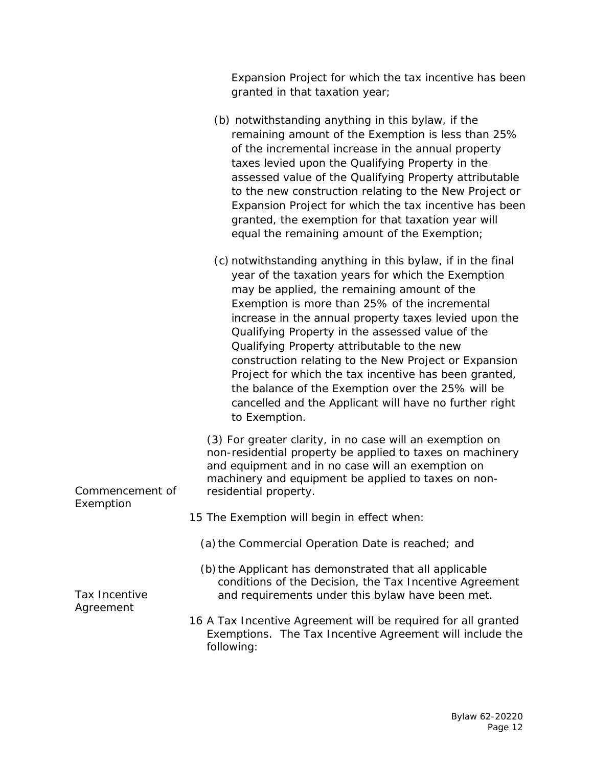Expansion Project for which the tax incentive has been granted in that taxation year;

(b) notwithstanding anything in this bylaw, if the remaining amount of the Exemption is less than 25% of the incremental increase in the annual property taxes levied upon the Qualifying Property in the assessed value of the Qualifying Property attributable to the new construction relating to the New Project or Expansion Project for which the tax incentive has been granted, the exemption for that taxation year will equal the remaining amount of the Exemption;

(c) notwithstanding anything in this bylaw, if in the final year of the taxation years for which the Exemption may be applied, the remaining amount of the Exemption is more than 25% of the incremental increase in the annual property taxes levied upon the Qualifying Property in the assessed value of the Qualifying Property attributable to the new construction relating to the New Project or Expansion Project for which the tax incentive has been granted, the balance of the Exemption over the 25% will be cancelled and the Applicant will have no further right to Exemption.

(3) For greater clarity, in no case will an exemption on non-residential property be applied to taxes on machinery and equipment and in no case will an exemption on machinery and equipment be applied to taxes on non-residential property.

**Commencement of Exemption**

15 The Exemption will begin in effect when:

(a) the Commercial Operation Date is reached; and

(b) the Applicant has demonstrated that all applicable conditions of the Decision, the Tax Incentive Agreement and requirements under this bylaw have been met.

**Tax Incentive Agreement**

16 A Tax Incentive Agreement will be required for all granted Exemptions. The Tax Incentive Agreement will include the following: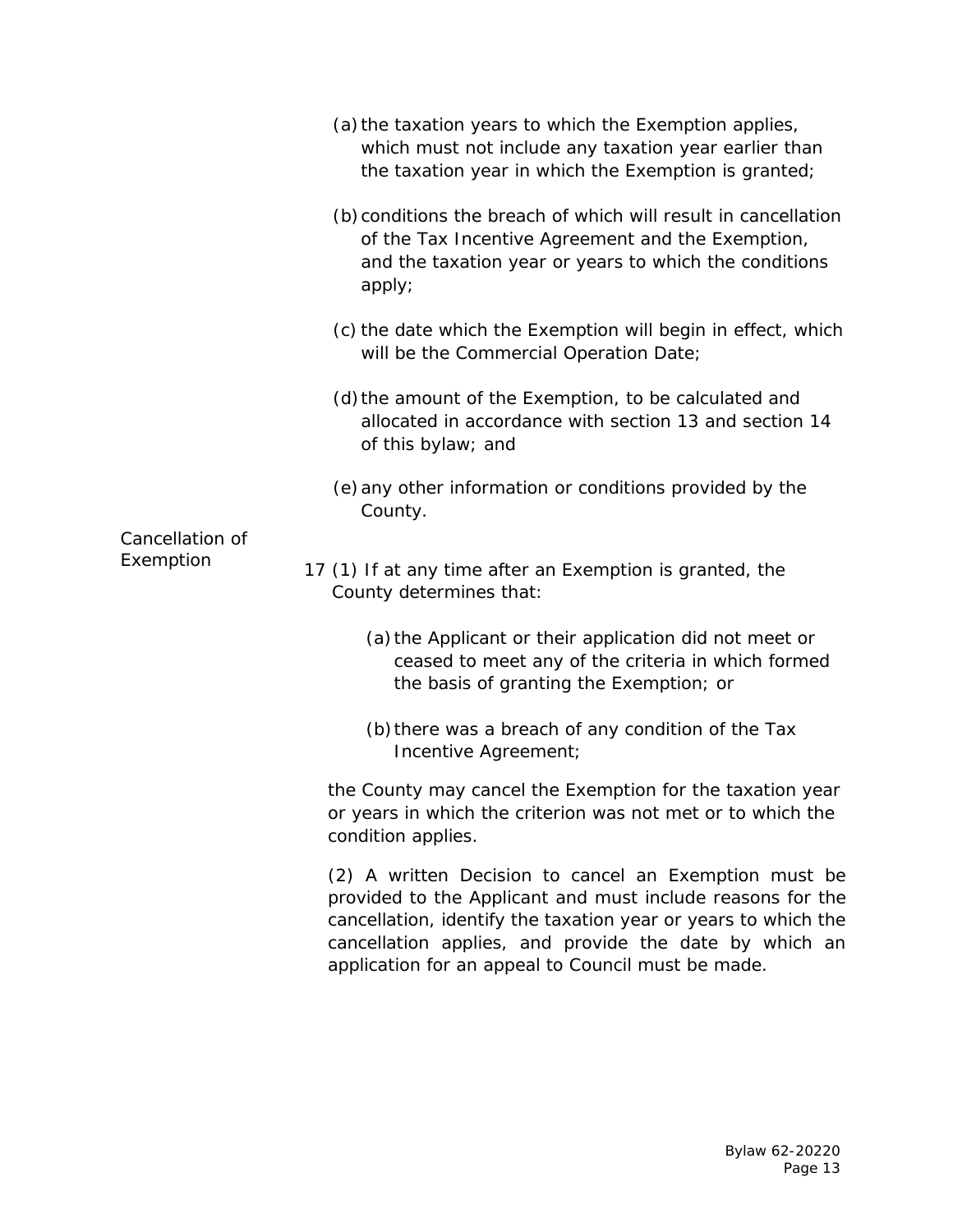(a) the taxation years to which the Exemption applies, which must not include any taxation year earlier than the taxation year in which the Exemption is granted;

(b) conditions the breach of which will result in cancellation of the Tax Incentive Agreement and the Exemption, and the taxation year or years to which the conditions apply;

(c) the date which the Exemption will begin in effect, which will be the Commercial Operation Date;

(d) the amount of the Exemption, to be calculated and allocated in accordance with section 13 and section 14 of this bylaw; and

(e) any other information or conditions provided by the County.

**Cancellation of Exemption**

17 (1) If at any time after an Exemption is granted, the County determines that:

(a) the Applicant or their application did not meet or ceased to meet any of the criteria in which formed the basis of granting the Exemption; or

(b) there was a breach of any condition of the Tax Incentive Agreement;

the County may cancel the Exemption for the taxation year or years in which the criterion was not met or to which the condition applies.

(2) A written Decision to cancel an Exemption must be provided to the Applicant and must include reasons for the cancellation, identify the taxation year or years to which the cancellation applies, and provide the date by which an application for an appeal to Council must be made.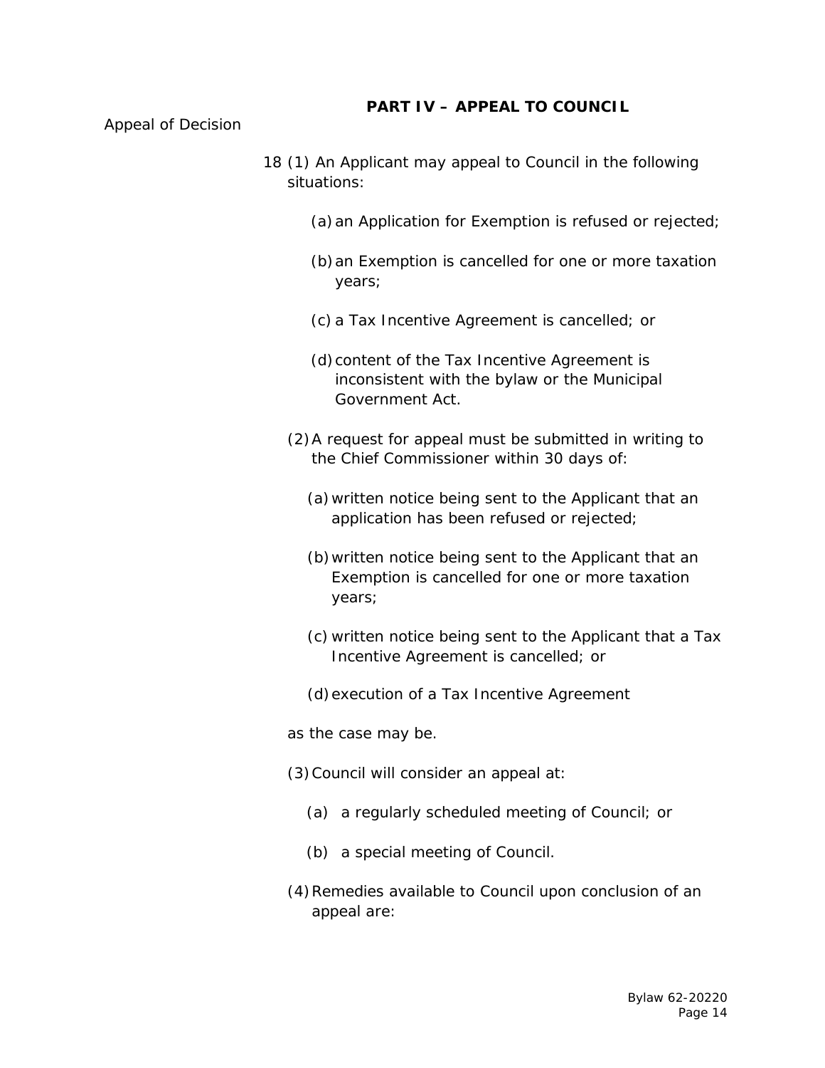## PART IV – APPEAL TO COUNCIL

Appeal of Decision

18 (1) An Applicant may appeal to Council in the following situations:

(a) an Application for Exemption is refused or rejected;

(b) an Exemption is cancelled for one or more taxation years;

(c) a Tax Incentive Agreement is cancelled; or

(d) content of the Tax Incentive Agreement is inconsistent with the bylaw or the Municipal Government Act.

(2) A request for appeal must be submitted in writing to the Chief Commissioner within 30 days of:

(a) written notice being sent to the Applicant that an application has been refused or rejected;

(b) written notice being sent to the Applicant that an Exemption is cancelled for one or more taxation years;

(c) written notice being sent to the Applicant that a Tax Incentive Agreement is cancelled; or

(d) execution of a Tax Incentive Agreement

as the case may be.

(3) Council will consider an appeal at:

(a) a regularly scheduled meeting of Council; or

(b) a special meeting of Council.

(4) Remedies available to Council upon conclusion of an appeal are: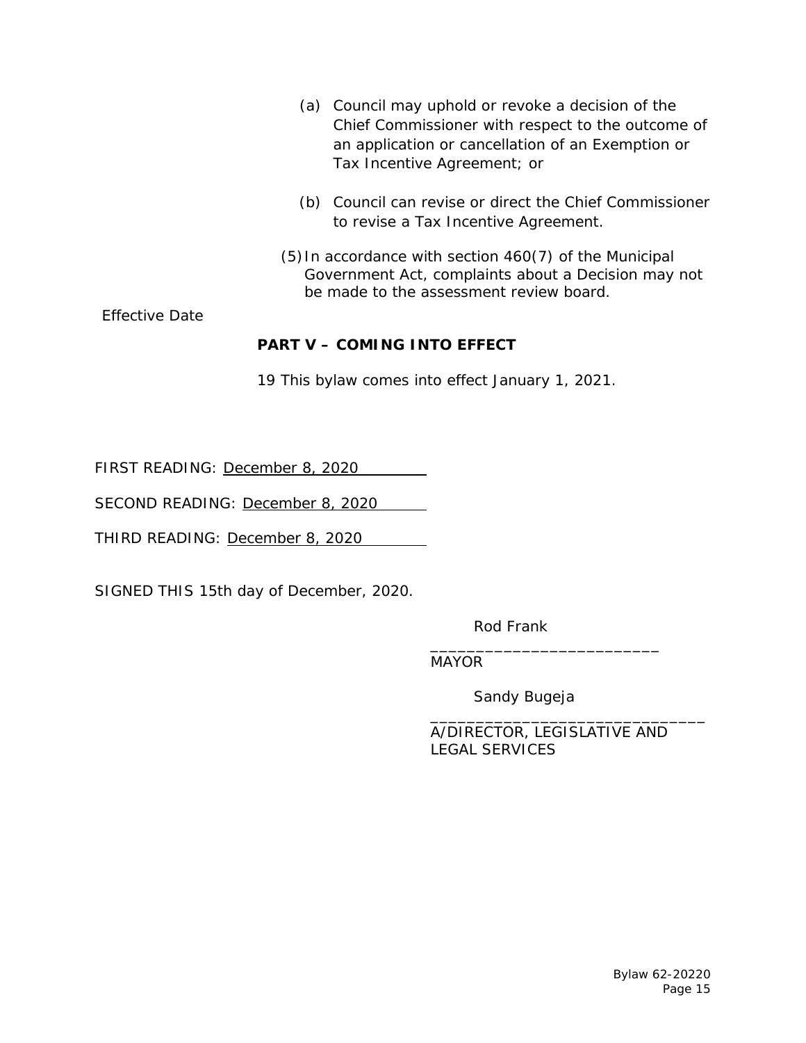(a) Council may uphold or revoke a decision of the Chief Commissioner with respect to the outcome of an application or cancellation of an Exemption or Tax Incentive Agreement; or

(b) Council can revise or direct the Chief Commissioner to revise a Tax Incentive Agreement.

(5) In accordance with section 460(7) of the Municipal Government Act, complaints about a Decision may not be made to the assessment review board.

Effective Date

**PART V – COMING INTO EFFECT**

19 This bylaw comes into effect January 1, 2021.

FIRST READING: December 8, 2020

SECOND READING: December 8, 2020

THIRD READING: December 8, 2020

SIGNED THIS 15th day of December, 2020.

Rod Frank
_________________________
MAYOR

Sandy Bugeja
______________________________
A/DIRECTOR, LEGISLATIVE AND LEGAL SERVICES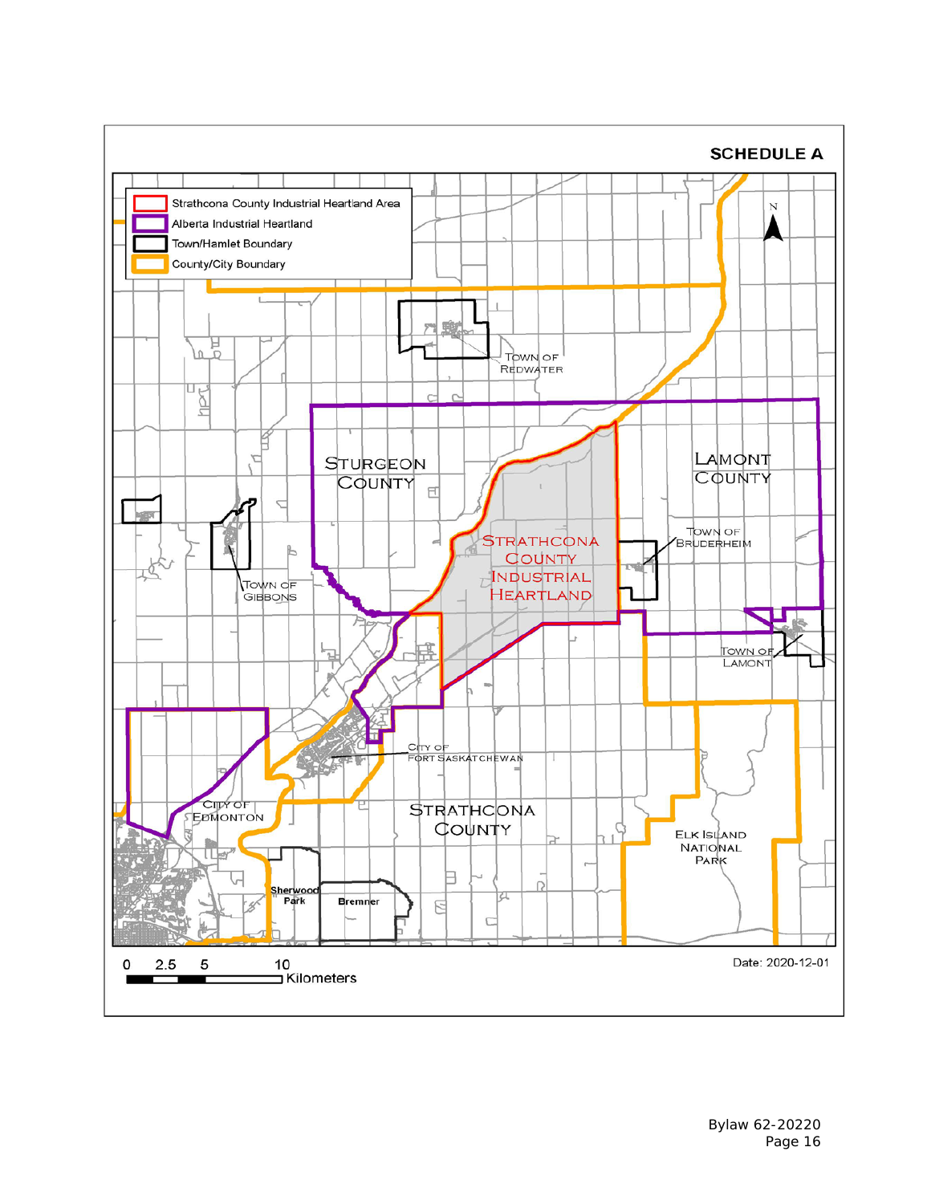## SCHEDULE A

Strathcona County Industrial Heartland Area
Alberta Industrial Heartland
Town/Hamlet Boundary
County/City Boundary

N

Town of Redwater

Sturgeon County

Lamont County

Strathcona County Industrial Heartland

Town of Bruderheim

Town of Gibbons

Town of Lamont

City of Fort Saskatchewan

City of Edmonton

Strathcona County

Elk Island National Park

Sherwood Park

Bremner

0 2.5 5 10 Kilometers

Date: 2020-12-01

Bylaw 62-20220